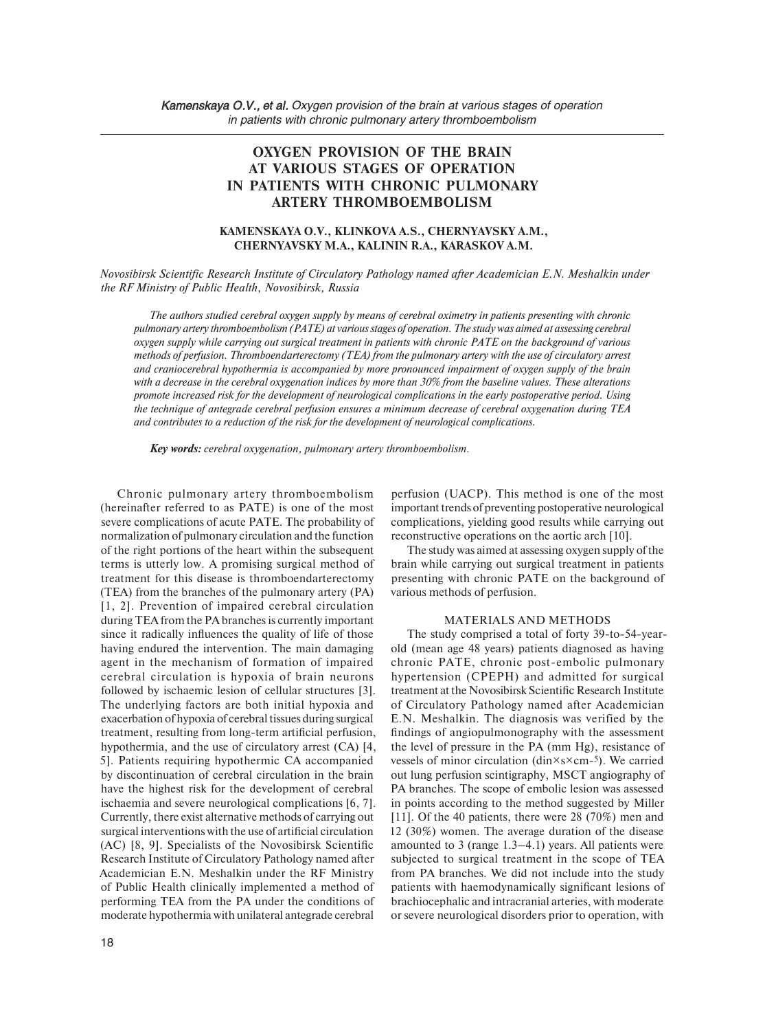# OXYGEN PROVISION OF THE BRAIN AT VARIOUS STAGES OF OPERATION IN PATIENTS WITH CHRONIC PULMONARY ARTERY THROMBOEMBOLISM

**KAMENSKAYA O.V., KLINKOVA A.S., CHERNYAVSKY A.M., CHERNYAVSKY M.A., KALININ R.A., KARASKOV A.M.**

*Novosibirsk Scientific Research Institute of Circulatory Pathology named after Academician E.N. Meshalkin under the RF Ministry of Public Health, Novosibirsk, Russia*

*The authors studied cerebral oxygen supply by means of cerebral oximetry in patients presenting with chronic pulmonary artery thromboembolism (PATE) at various stages of operation. The study was aimed at assessing cerebral oxygen supply while carrying out surgical treatment in patients with chronic PATE on the background of various methods of perfusion. Thromboendarterectomy (TEA) from the pulmonary artery with the use of circulatory arrest and craniocerebral hypothermia is accompanied by more pronounced impairment of oxygen supply of the brain with a decrease in the cerebral oxygenation indices by more than 30% from the baseline values. These alterations promote increased risk for the development of neurological complications in the early postoperative period. Using the technique of antegrade cerebral perfusion ensures a minimum decrease of cerebral oxygenation during TEA and contributes to a reduction of the risk for the development of neurological complications.*

***Key words:** cerebral oxygenation, pulmonary artery thromboembolism.*

Chronic pulmonary artery thromboembolism (hereinafter referred to as PATE) is one of the most severe complications of acute PATE. The probability of normalization of pulmonary circulation and the function of the right portions of the heart within the subsequent terms is utterly low. A promising surgical method of treatment for this disease is thromboendarterectomy (TEA) from the branches of the pulmonary artery (PA) [1, 2]. Prevention of impaired cerebral circulation during TEA from the PA branches is currently important since it radically influences the quality of life of those having endured the intervention. The main damaging agent in the mechanism of formation of impaired cerebral circulation is hypoxia of brain neurons followed by ischaemic lesion of cellular structures [3]. The underlying factors are both initial hypoxia and exacerbation of hypoxia of cerebral tissues during surgical treatment, resulting from long-term artificial perfusion, hypothermia, and the use of circulatory arrest (CA) [4, 5]. Patients requiring hypothermic CA accompanied by discontinuation of cerebral circulation in the brain have the highest risk for the development of cerebral ischaemia and severe neurological complications [6, 7]. Currently, there exist alternative methods of carrying out surgical interventions with the use of artificial circulation (AC) [8, 9]. Specialists of the Novosibirsk Scientific Research Institute of Circulatory Pathology named after Academician E.N. Meshalkin under the RF Ministry of Public Health clinically implemented a method of performing TEA from the PA under the conditions of moderate hypothermia with unilateral antegrade cerebral perfusion (UACP). This method is one of the most important trends of preventing postoperative neurological complications, yielding good results while carrying out reconstructive operations on the aortic arch [10].

The study was aimed at assessing oxygen supply of the brain while carrying out surgical treatment in patients presenting with chronic PATE on the background of various methods of perfusion.

## MATERIALS AND METHODS

The study comprised a total of forty 39-to-54-year-old (mean age 48 years) patients diagnosed as having chronic PATE, chronic post-embolic pulmonary hypertension (CPEPH) and admitted for surgical treatment at the Novosibirsk Scientific Research Institute of Circulatory Pathology named after Academician E.N. Meshalkin. The diagnosis was verified by the findings of angiopulmonography with the assessment the level of pressure in the PA (mm Hg), resistance of vessels of minor circulation ($din \times s \times cm^{-5}$). We carried out lung perfusion scintigraphy, MSCT angiography of PA branches. The scope of embolic lesion was assessed in points according to the method suggested by Miller [11]. Of the 40 patients, there were 28 (70%) men and 12 (30%) women. The average duration of the disease amounted to 3 (range 1.3–4.1) years. All patients were subjected to surgical treatment in the scope of TEA from PA branches. We did not include into the study patients with haemodynamically significant lesions of brachiocephalic and intracranial arteries, with moderate or severe neurological disorders prior to operation, with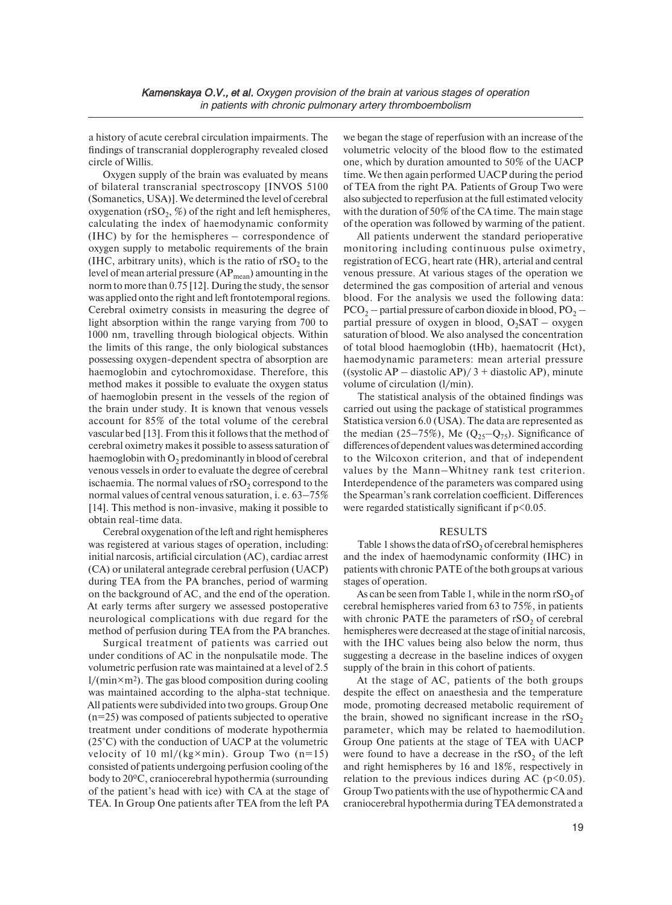a history of acute cerebral circulation impairments. The findings of transcranial dopplerography revealed closed circle of Willis.

Oxygen supply of the brain was evaluated by means of bilateral transcranial spectroscopy [INVOS 5100 (Somanetics, USA)]. We determined the level of cerebral oxygenation ($rSO_2$, %) of the right and left hemispheres, calculating the index of haemodynamic conformity (IHC) by for the hemispheres – correspondence of oxygen supply to metabolic requirements of the brain (IHC, arbitrary units), which is the ratio of $rSO_2$ to the level of mean arterial pressure ($AP_{mean}$) amounting in the norm to more than 0.75 [12]. During the study, the sensor was applied onto the right and left frontotemporal regions. Cerebral oximetry consists in measuring the degree of light absorption within the range varying from 700 to 1000 nm, travelling through biological objects. Within the limits of this range, the only biological substances possessing oxygen-dependent spectra of absorption are haemoglobin and cytochromoxidase. Therefore, this method makes it possible to evaluate the oxygen status of haemoglobin present in the vessels of the region of the brain under study. It is known that venous vessels account for 85% of the total volume of the cerebral vascular bed [13]. From this it follows that the method of cerebral oximetry makes it possible to assess saturation of haemoglobin with $O_2$ predominantly in blood of cerebral venous vessels in order to evaluate the degree of cerebral ischaemia. The normal values of $rSO_2$ correspond to the normal values of central venous saturation, i. e. 63–75% [14]. This method is non-invasive, making it possible to obtain real-time data.

Cerebral oxygenation of the left and right hemispheres was registered at various stages of operation, including: initial narcosis, artificial circulation (AC), cardiac arrest (CA) or unilateral antegrade cerebral perfusion (UACP) during TEA from the PA branches, period of warming on the background of AC, and the end of the operation. At early terms after surgery we assessed postoperative neurological complications with due regard for the method of perfusion during TEA from the PA branches.

Surgical treatment of patients was carried out under conditions of AC in the nonpulsatile mode. The volumetric perfusion rate was maintained at a level of 2.5 l/(min×m²). The gas blood composition during cooling was maintained according to the alpha-stat technique. All patients were subdivided into two groups. Group One (n=25) was composed of patients subjected to operative treatment under conditions of moderate hypothermia (25°C) with the conduction of UACP at the volumetric velocity of 10 ml/(kg×min). Group Two (n=15) consisted of patients undergoing perfusion cooling of the body to 20ºC, craniocerebral hypothermia (surrounding of the patient's head with ice) with CA at the stage of TEA. In Group One patients after TEA from the left PA we began the stage of reperfusion with an increase of the volumetric velocity of the blood flow to the estimated one, which by duration amounted to 50% of the UACP time. We then again performed UACP during the period of TEA from the right PA. Patients of Group Two were also subjected to reperfusion at the full estimated velocity with the duration of 50% of the CA time. The main stage of the operation was followed by warming of the patient.

All patients underwent the standard perioperative monitoring including continuous pulse oximetry, registration of ECG, heart rate (HR), arterial and central venous pressure. At various stages of the operation we determined the gas composition of arterial and venous blood. For the analysis we used the following data: $PCO_2$ – partial pressure of carbon dioxide in blood, $PO_2$ – partial pressure of oxygen in blood, $O_2SAT$ – oxygen saturation of blood. We also analysed the concentration of total blood haemoglobin (tHb), haematocrit (Hct), haemodynamic parameters: mean arterial pressure ((systolic AP – diastolic AP)/ 3 + diastolic AP), minute volume of circulation (l/min).

The statistical analysis of the obtained findings was carried out using the package of statistical programmes Statistica version 6.0 (USA). The data are represented as the median (25–75%), Me ($Q_{25}$–$Q_{75}$). Significance of differences of dependent values was determined according to the Wilcoxon criterion, and that of independent values by the Mann–Whitney rank test criterion. Interdependence of the parameters was compared using the Spearman's rank correlation coefficient. Differences were regarded statistically significant if $p<0.05$.

## RESULTS

Table 1 shows the data of $rSO_2$ of cerebral hemispheres and the index of haemodynamic conformity (IHC) in patients with chronic PATE of the both groups at various stages of operation.

As can be seen from Table 1, while in the norm $rSO_2$ of cerebral hemispheres varied from 63 to 75%, in patients with chronic PATE the parameters of $rSO_2$ of cerebral hemispheres were decreased at the stage of initial narcosis, with the IHC values being also below the norm, thus suggesting a decrease in the baseline indices of oxygen supply of the brain in this cohort of patients.

At the stage of AC, patients of the both groups despite the effect on anaesthesia and the temperature mode, promoting decreased metabolic requirement of the brain, showed no significant increase in the $rSO_2$ parameter, which may be related to haemodilution. Group One patients at the stage of TEA with UACP were found to have a decrease in the $rSO_2$ of the left and right hemispheres by 16 and 18%, respectively in relation to the previous indices during AC ($p<0.05$). Group Two patients with the use of hypothermic CA and craniocerebral hypothermia during TEA demonstrated a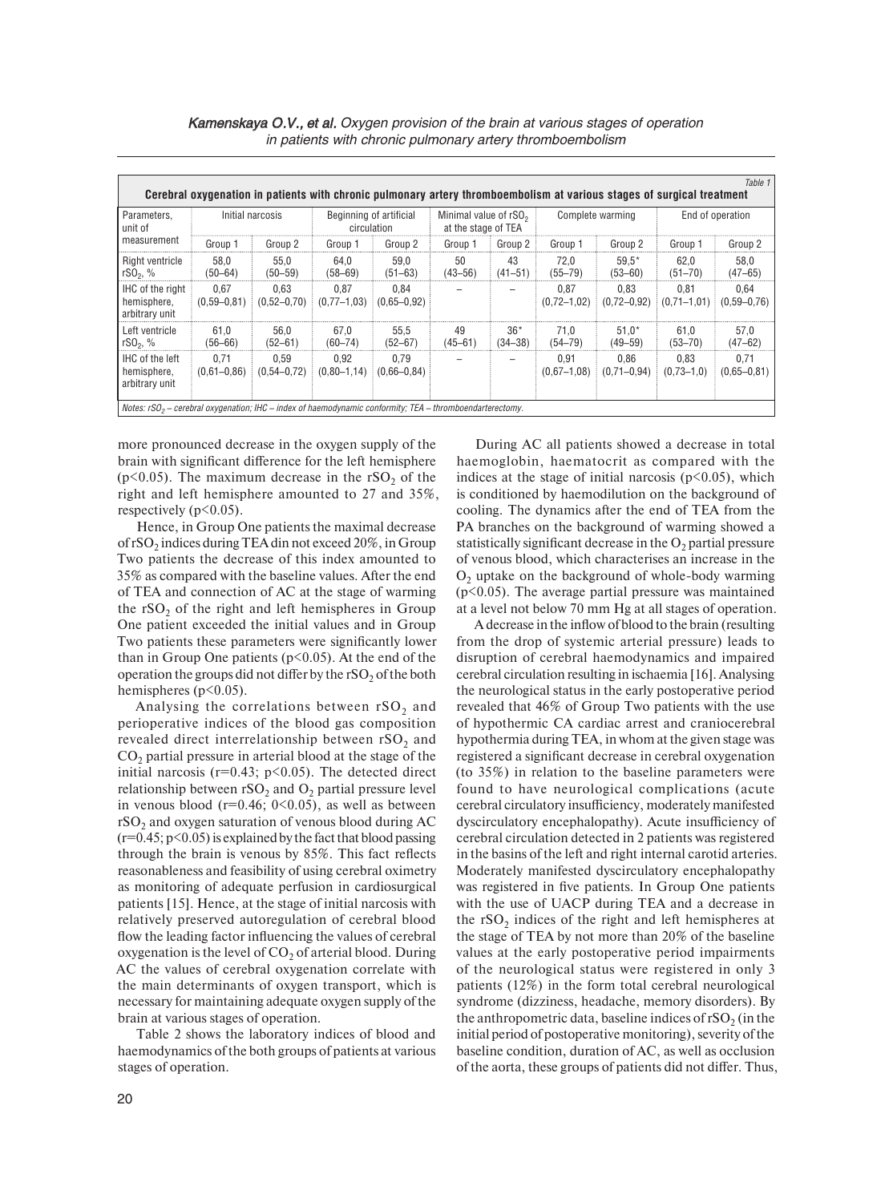Table 1

**Cerebral oxygenation in patients with chronic pulmonary artery thromboembolism at various stages of surgical treatment**

| Parameters, unit of measurement | Initial narcosis | | Beginning of artificial circulation | | Minimal value of $rSO_2$ at the stage of TEA | | Complete warming | | End of operation | |
|---|---|---|---|---|---|---|---|---|---|---|
| | Group 1 | Group 2 | Group 1 | Group 2 | Group 1 | Group 2 | Group 1 | Group 2 | Group 1 | Group 2 |
| Right ventricle $rSO_2$, % | 58,0 (50–64) | 55,0 (50–59) | 64,0 (58–69) | 59,0 (51–63) | 50 (43–56) | 43 (41–51) | 72,0 (55–79) | 59,5* (53–60) | 62,0 (51–70) | 58,0 (47–65) |
| IHC of the right hemisphere, arbitrary unit | 0,67 (0,59–0,81) | 0,63 (0,52–0,70) | 0,87 (0,77–1,03) | 0,84 (0,65–0,92) | – | – | 0,87 (0,72–1,02) | 0,83 (0,72–0,92) | 0,81 (0,71–1,01) | 0,64 (0,59–0,76) |
| Left ventricle $rSO_2$, % | 61,0 (56–66) | 56,0 (52–61) | 67,0 (60–74) | 55,5 (52–67) | 49 (45–61) | 36* (34–38) | 71,0 (54–79) | 51,0* (49–59) | 61,0 (53–70) | 57,0 (47–62) |
| IHC of the left hemisphere, arbitrary unit | 0,71 (0,61–0,86) | 0,59 (0,54–0,72) | 0,92 (0,80–1,14) | 0,79 (0,66–0,84) | – | – | 0,91 (0,67–1,08) | 0,86 (0,71–0,94) | 0,83 (0,73–1,0) | 0,71 (0,65–0,81) |

*Notes: $rSO_2$ – cerebral oxygenation; IHC – index of haemodynamic conformity; TEA – thromboendarterectomy.*

more pronounced decrease in the oxygen supply of the brain with significant difference for the left hemisphere ($p<0.05$). The maximum decrease in the $rSO_2$ of the right and left hemisphere amounted to 27 and 35%, respectively ($p<0.05$).

Hence, in Group One patients the maximal decrease of $rSO_2$ indices during TEA din not exceed 20%, in Group Two patients the decrease of this index amounted to 35% as compared with the baseline values. After the end of TEA and connection of AC at the stage of warming the $rSO_2$ of the right and left hemispheres in Group One patient exceeded the initial values and in Group Two patients these parameters were significantly lower than in Group One patients ($p<0.05$). At the end of the operation the groups did not differ by the $rSO_2$ of the both hemispheres ($p<0.05$).

Analysing the correlations between $rSO_2$ and perioperative indices of the blood gas composition revealed direct interrelationship between $rSO_2$ and $CO_2$ partial pressure in arterial blood at the stage of the initial narcosis ($r=0.43$; $p<0.05$). The detected direct relationship between $rSO_2$ and $O_2$ partial pressure level in venous blood ($r=0.46$; $0<0.05$), as well as between $rSO_2$ and oxygen saturation of venous blood during AC ($r=0.45$; $p<0.05$) is explained by the fact that blood passing through the brain is venous by 85%. This fact reflects reasonableness and feasibility of using cerebral oximetry as monitoring of adequate perfusion in cardiosurgical patients [15]. Hence, at the stage of initial narcosis with relatively preserved autoregulation of cerebral blood flow the leading factor influencing the values of cerebral oxygenation is the level of $CO_2$ of arterial blood. During AC the values of cerebral oxygenation correlate with the main determinants of oxygen transport, which is necessary for maintaining adequate oxygen supply of the brain at various stages of operation.

Table 2 shows the laboratory indices of blood and haemodynamics of the both groups of patients at various stages of operation.

During AC all patients showed a decrease in total haemoglobin, haematocrit as compared with the indices at the stage of initial narcosis ($p<0.05$), which is conditioned by haemodilution on the background of cooling. The dynamics after the end of TEA from the PA branches on the background of warming showed a statistically significant decrease in the $O_2$ partial pressure of venous blood, which characterises an increase in the $O_2$ uptake on the background of whole-body warming ($p<0.05$). The average partial pressure was maintained at a level not below 70 mm Hg at all stages of operation.

A decrease in the inflow of blood to the brain (resulting from the drop of systemic arterial pressure) leads to disruption of cerebral haemodynamics and impaired cerebral circulation resulting in ischaemia [16]. Analysing the neurological status in the early postoperative period revealed that 46% of Group Two patients with the use of hypothermic CA cardiac arrest and craniocerebral hypothermia during TEA, in whom at the given stage was registered a significant decrease in cerebral oxygenation (to 35%) in relation to the baseline parameters were found to have neurological complications (acute cerebral circulatory insufficiency, moderately manifested dyscirculatory encephalopathy). Acute insufficiency of cerebral circulation detected in 2 patients was registered in the basins of the left and right internal carotid arteries. Moderately manifested dyscirculatory encephalopathy was registered in five patients. In Group One patients with the use of UACP during TEA and a decrease in the $rSO_2$ indices of the right and left hemispheres at the stage of TEA by not more than 20% of the baseline values at the early postoperative period impairments of the neurological status were registered in only 3 patients (12%) in the form total cerebral neurological syndrome (dizziness, headache, memory disorders). By the anthropometric data, baseline indices of $rSO_2$ (in the initial period of postoperative monitoring), severity of the baseline condition, duration of AC, as well as occlusion of the aorta, these groups of patients did not differ. Thus,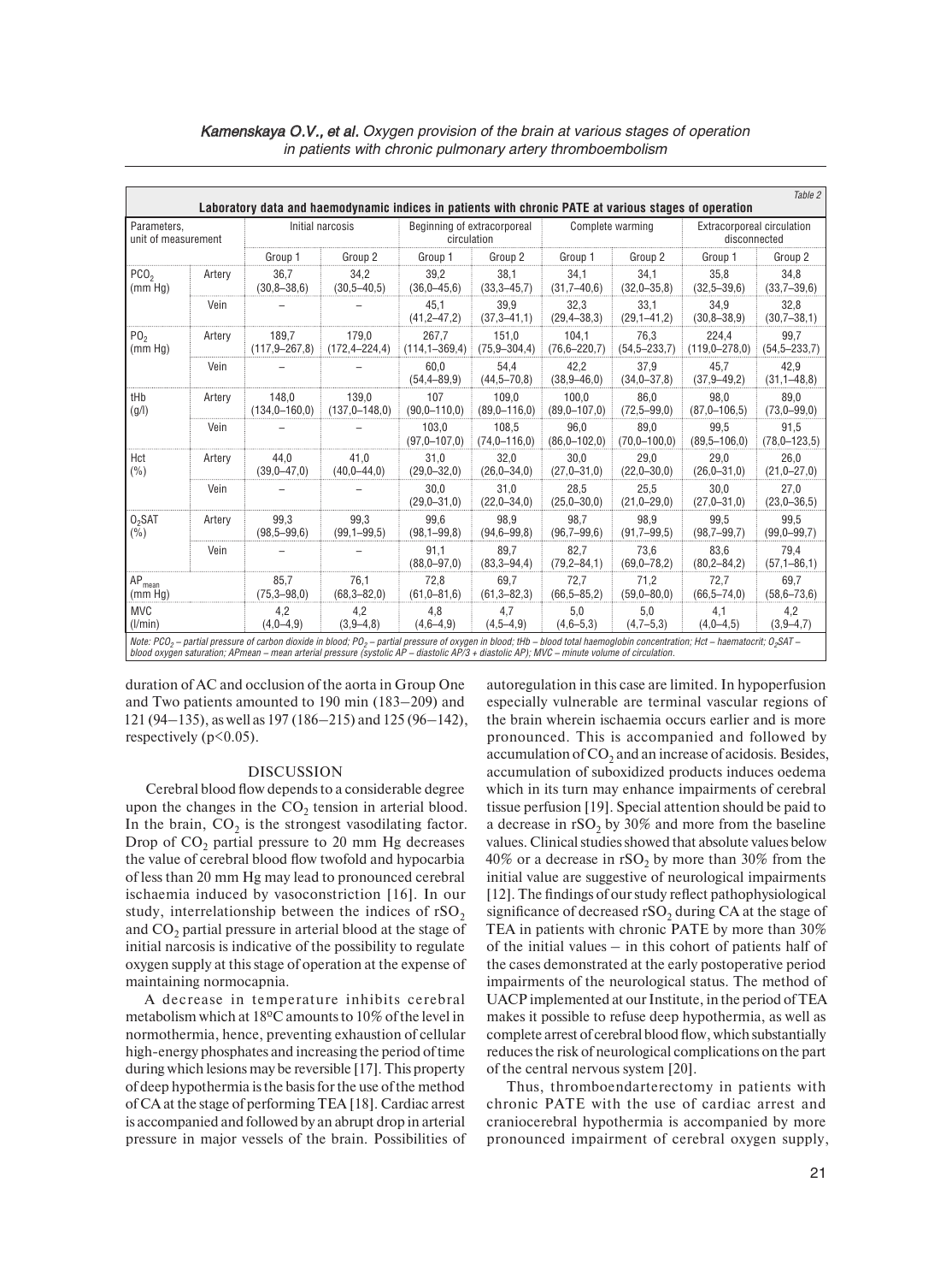Table 2

**Laboratory data and haemodynamic indices in patients with chronic PATE at various stages of operation**

| Parameters, unit of measurement | | Initial narcosis | | Beginning of extracorporeal circulation | | Complete warming | | Extracorporeal circulation disconnected | |
|---|---|---|---|---|---|---|---|---|---|
| | | Group 1 | Group 2 | Group 1 | Group 2 | Group 1 | Group 2 | Group 1 | Group 2 |
| $PCO_2$ (mm Hg) | Artery | 36,7 (30,8–38,6) | 34,2 (30,5–40,5) | 39,2 (36,0–45,6) | 38,1 (33,3–45,7) | 34,1 (31,7–40,6) | 34,1 (32,0–35,8) | 35,8 (32,5–39,6) | 34,8 (33,7–39,6) |
| | Vein | – | – | 45,1 (41,2–47,2) | 39,9 (37,3–41,1) | 32,3 (29,4–38,3) | 33,1 (29,1–41,2) | 34,9 (30,8–38,9) | 32,8 (30,7–38,1) |
| $PO_2$ (mm Hg) | Artery | 189,7 (117,9–267,8) | 179,0 (172,4–224,4) | 267,7 (114,1–369,4) | 151,0 (75,9–304,4) | 104,1 (76,6–220,7) | 76,3 (54,5–233,7) | 224,4 (119,0–278,0) | 99,7 (54,5–233,7) |
| | Vein | – | – | 60,0 (54,4–89,9) | 54,4 (44,5–70,8) | 42,2 (38,9–46,0) | 37,9 (34,0–37,8) | 45,7 (37,9–49,2) | 42,9 (31,1–48,8) |
| tHb (g/l) | Artery | 148,0 (134,0–160,0) | 139,0 (137,0–148,0) | 107 (90,0–110,0) | 109,0 (89,0–116,0) | 100,0 (89,0–107,0) | 86,0 (72,5–99,0) | 98,0 (87,0–106,5) | 89,0 (73,0–99,0) |
| | Vein | – | – | 103,0 (97,0–107,0) | 108,5 (74,0–116,0) | 96,0 (86,0–102,0) | 89,0 (70,0–100,0) | 99,5 (89,5–106,0) | 91,5 (78,0–123,5) |
| Hct (%) | Artery | 44,0 (39,0–47,0) | 41,0 (40,0–44,0) | 31,0 (29,0–32,0) | 32,0 (26,0–34,0) | 30,0 (27,0–31,0) | 29,0 (22,0–30,0) | 29,0 (26,0–31,0) | 26,0 (21,0–27,0) |
| | Vein | – | – | 30,0 (29,0–31,0) | 31,0 (22,0–34,0) | 28,5 (25,0–30,0) | 25,5 (21,0–29,0) | 30,0 (27,0–31,0) | 27,0 (23,0–36,5) |
| $O_2SAT$ (%) | Artery | 99,3 (98,5–99,6) | 99,3 (99,1–99,5) | 99,6 (98,1–99,8) | 98,9 (94,6–99,8) | 98,7 (96,7–99,6) | 98,9 (91,7–99,5) | 99,5 (98,7–99,7) | 99,5 (99,0–99,7) |
| | Vein | – | – | 91,1 (88,0–97,0) | 89,7 (83,3–94,4) | 82,7 (79,2–84,1) | 73,6 (69,0–78,2) | 83,6 (80,2–84,2) | 79,4 (57,1–86,1) |
| $AP_{mean}$ (mm Hg) | | 85,7 (75,3–98,0) | 76,1 (68,3–82,0) | 72,8 (61,0–81,6) | 69,7 (61,3–82,3) | 72,7 (66,5–85,2) | 71,2 (59,0–80,0) | 72,7 (66,5–74,0) | 69,7 (58,6–73,6) |
| MVC (l/min) | | 4,2 (4,0–4,9) | 4,2 (3,9–4,8) | 4,8 (4,6–4,9) | 4,7 (4,5–4,9) | 5,0 (4,6–5,3) | 5,0 (4,7–5,3) | 4,1 (4,0–4,5) | 4,2 (3,9–4,7) |

*Note: $PCO_2$ – partial pressure of carbon dioxide in blood; $PO_2$ – partial pressure of oxygen in blood; tHb – blood total haemoglobin concentration; Hct – haematocrit; $O_2SAT$ – blood oxygen saturation; APmean – mean arterial pressure (systolic AP – diastolic AP/3 + diastolic AP); MVC – minute volume of circulation.*

duration of AC and occlusion of the aorta in Group One and Two patients amounted to 190 min (183–209) and 121 (94–135), as well as 197 (186–215) and 125 (96–142), respectively ($p<0.05$).

## DISCUSSION

Cerebral blood flow depends to a considerable degree upon the changes in the $CO_2$ tension in arterial blood. In the brain, $CO_2$ is the strongest vasodilating factor. Drop of $CO_2$ partial pressure to 20 mm Hg decreases the value of cerebral blood flow twofold and hypocarbia of less than 20 mm Hg may lead to pronounced cerebral ischaemia induced by vasoconstriction [16]. In our study, interrelationship between the indices of $rSO_2$ and $CO_2$ partial pressure in arterial blood at the stage of initial narcosis is indicative of the possibility to regulate oxygen supply at this stage of operation at the expense of maintaining normocapnia.

A decrease in temperature inhibits cerebral metabolism which at 18ºC amounts to 10% of the level in normothermia, hence, preventing exhaustion of cellular high-energy phosphates and increasing the period of time during which lesions may be reversible [17]. This property of deep hypothermia is the basis for the use of the method of CA at the stage of performing TEA [18]. Cardiac arrest is accompanied and followed by an abrupt drop in arterial pressure in major vessels of the brain. Possibilities of autoregulation in this case are limited. In hypoperfusion especially vulnerable are terminal vascular regions of the brain wherein ischaemia occurs earlier and is more pronounced. This is accompanied and followed by accumulation of $CO_2$ and an increase of acidosis. Besides, accumulation of suboxidized products induces oedema which in its turn may enhance impairments of cerebral tissue perfusion [19]. Special attention should be paid to a decrease in $rSO_2$ by 30% and more from the baseline values. Clinical studies showed that absolute values below 40% or a decrease in $rSO_2$ by more than 30% from the initial value are suggestive of neurological impairments [12]. The findings of our study reflect pathophysiological significance of decreased $rSO_2$ during CA at the stage of TEA in patients with chronic PATE by more than 30% of the initial values – in this cohort of patients half of the cases demonstrated at the early postoperative period impairments of the neurological status. The method of UACP implemented at our Institute, in the period of TEA makes it possible to refuse deep hypothermia, as well as complete arrest of cerebral blood flow, which substantially reduces the risk of neurological complications on the part of the central nervous system [20].

Thus, thromboendarterectomy in patients with chronic PATE with the use of cardiac arrest and craniocerebral hypothermia is accompanied by more pronounced impairment of cerebral oxygen supply,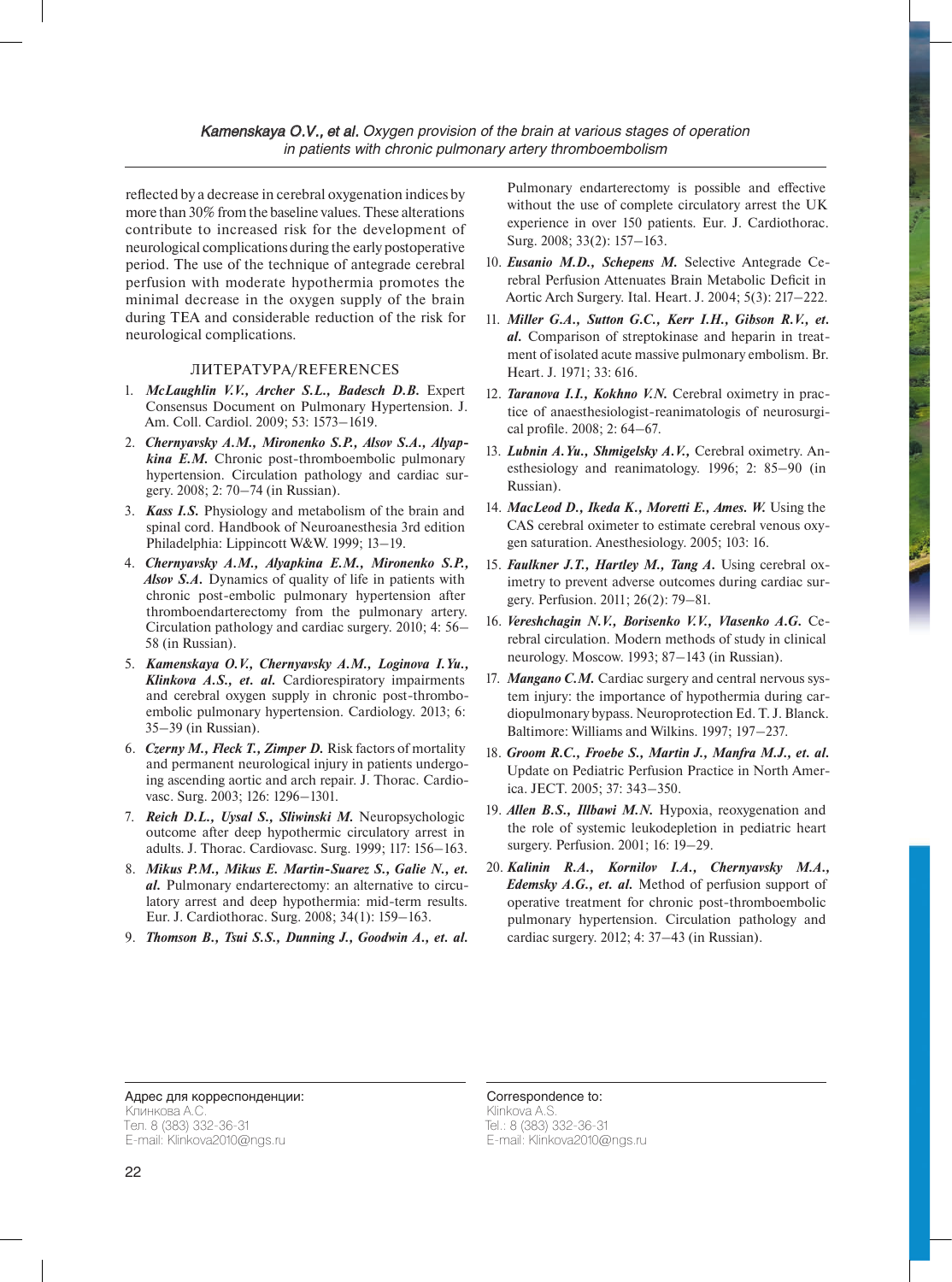reflected by a decrease in cerebral oxygenation indices by more than 30% from the baseline values. These alterations contribute to increased risk for the development of neurological complications during the early postoperative period. The use of the technique of antegrade cerebral perfusion with moderate hypothermia promotes the minimal decrease in the oxygen supply of the brain during TEA and considerable reduction of the risk for neurological complications.

## ЛИТЕРАТУРА/REFERENCES

1. ***McLaughlin V.V., Archer S.L., Badesch D.B.*** Expert Consensus Document on Pulmonary Hypertension. J. Am. Coll. Cardiol. 2009; 53: 1573–1619.
2. ***Chernyavsky A.M., Mironenko S.P., Alsov S.A., Alyapkina E.M.*** Chronic post-thromboembolic pulmonary hypertension. Circulation pathology and cardiac surgery. 2008; 2: 70–74 (in Russian).
3. ***Kass I.S.*** Physiology and metabolism of the brain and spinal cord. Handbook of Neuroanesthesia 3rd edition Philadelphia: Lippincott W&W. 1999; 13–19.
4. ***Chernyavsky A.M., Alyapkina E.M., Mironenko S.P., Alsov S.A.*** Dynamics of quality of life in patients with chronic post-embolic pulmonary hypertension after thromboendarterectomy from the pulmonary artery. Circulation pathology and cardiac surgery. 2010; 4: 56–58 (in Russian).
5. ***Kamenskaya O.V., Chernyavsky A.M., Loginova I.Yu., Klinkova A.S., et. al.*** Cardiorespiratory impairments and cerebral oxygen supply in chronic post-thromboembolic pulmonary hypertension. Cardiology. 2013; 6: 35–39 (in Russian).
6. ***Czerny M., Fleck T., Zimper D.*** Risk factors of mortality and permanent neurological injury in patients undergoing ascending aortic and arch repair. J. Thorac. Cardiovasc. Surg. 2003; 126: 1296–1301.
7. ***Reich D.L., Uysal S., Sliwinski M.*** Neuropsychologic outcome after deep hypothermic circulatory arrest in adults. J. Thorac. Cardiovasc. Surg. 1999; 117: 156–163.
8. ***Mikus P.M., Mikus E. Martin-Suarez S., Galie N., et. al.*** Pulmonary endarterectomy: an alternative to circulatory arrest and deep hypothermia: mid-term results. Eur. J. Cardiothorac. Surg. 2008; 34(1): 159–163.
9. ***Thomson B., Tsui S.S., Dunning J., Goodwin A., et. al.*** Pulmonary endarterectomy is possible and effective without the use of complete circulatory arrest the UK experience in over 150 patients. Eur. J. Cardiothorac. Surg. 2008; 33(2): 157–163.
10. ***Eusanio M.D., Schepens M.*** Selective Antegrade Cerebral Perfusion Attenuates Brain Metabolic Deficit in Aortic Arch Surgery. Ital. Heart. J. 2004; 5(3): 217–222.
11. ***Miller G.A., Sutton G.C., Kerr I.H., Gibson R.V., et. al.*** Comparison of streptokinase and heparin in treatment of isolated acute massive pulmonary embolism. Br. Heart. J. 1971; 33: 616.
12. ***Taranova I.I., Kokhno V.N.*** Cerebral oximetry in practice of anaesthesiologist-reanimatologis of neurosurgical profile. 2008; 2: 64–67.
13. ***Lubnin A.Yu., Shmigelsky A.V.,*** Cerebral oximetry. Anesthesiology and reanimatology. 1996; 2: 85–90 (in Russian).
14. ***MacLeod D., Ikeda K., Moretti E., Ames. W.*** Using the CAS cerebral oximeter to estimate cerebral venous oxygen saturation. Anesthesiology. 2005; 103: 16.
15. ***Faulkner J.T., Hartley M., Tang A.*** Using cerebral oximetry to prevent adverse outcomes during cardiac surgery. Perfusion. 2011; 26(2): 79–81.
16. ***Vereshchagin N.V., Borisenko V.V., Vlasenko A.G.*** Cerebral circulation. Modern methods of study in clinical neurology. Moscow. 1993; 87–143 (in Russian).
17. ***Mangano C.M.*** Cardiac surgery and central nervous system injury: the importance of hypothermia during cardiopulmonary bypass. Neuroprotection Ed. T. J. Blanck. Baltimore: Williams and Wilkins. 1997; 197–237.
18. ***Groom R.C., Froebe S., Martin J., Manfra M.J., et. al.*** Update on Pediatric Perfusion Practice in North America. JECT. 2005; 37: 343–350.
19. ***Allen B.S., Illbawi M.N.*** Hypoxia, reoxygenation and the role of systemic leukodepletion in pediatric heart surgery. Perfusion. 2001; 16: 19–29.
20. ***Kalinin R.A., Kornilov I.A., Chernyavsky M.A., Edemsky A.G., et. al.*** Method of perfusion support of operative treatment for chronic post-thromboembolic pulmonary hypertension. Circulation pathology and cardiac surgery. 2012; 4: 37–43 (in Russian).

Адрес для корреспонденции:
Клинкова А.С.
Тел. 8 (383) 332-36-31
E-mail: Klinkova2010@ngs.ru

Correspondence to:
Klinkova A.S.
Tel.: 8 (383) 332-36-31
E-mail: Klinkova2010@ngs.ru